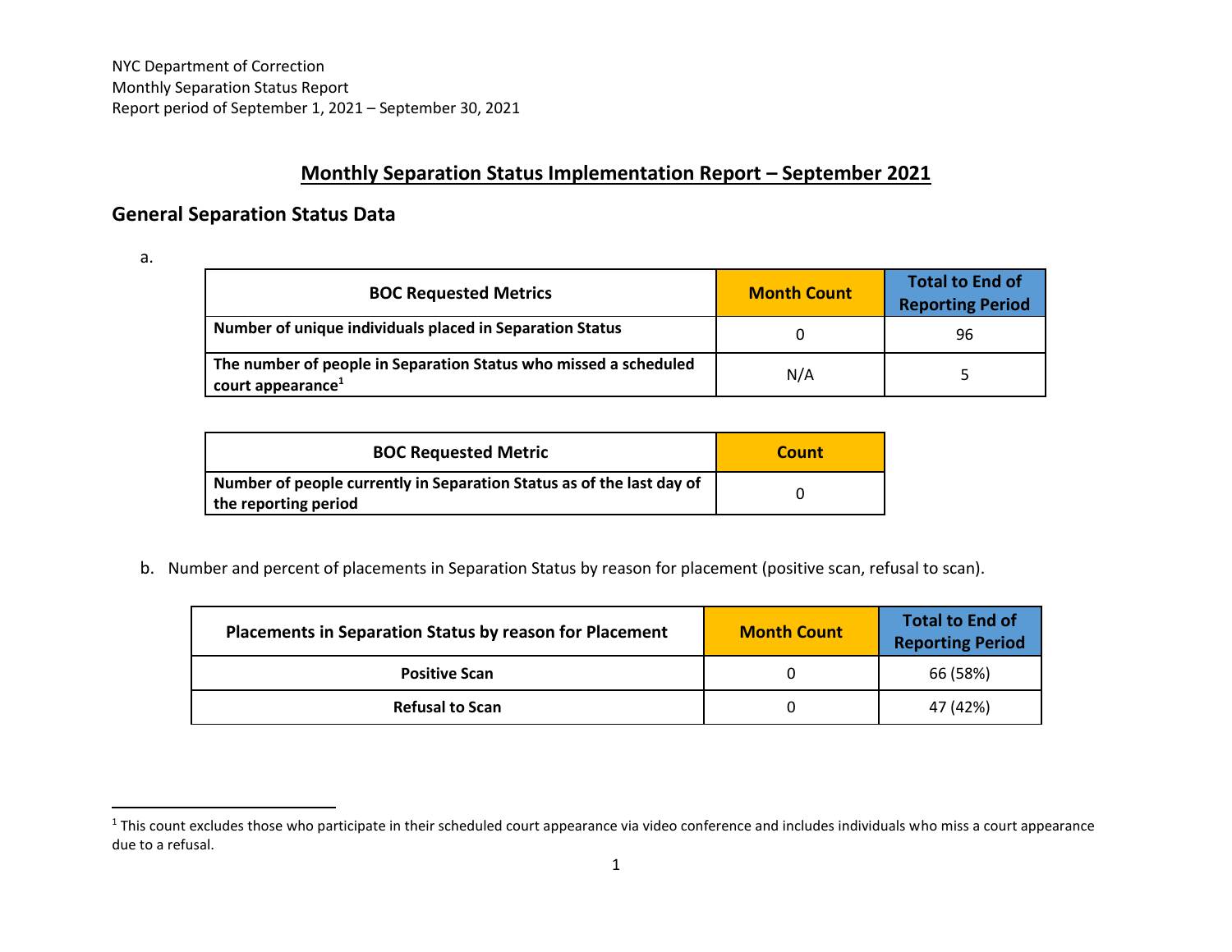NYC Department of Correction
Monthly Separation Status Report
Report period of September 1, 2021 – September 30, 2021

# Monthly Separation Status Implementation Report – September 2021

## General Separation Status Data

a.

| BOC Requested Metrics | Month Count | Total to End of Reporting Period |
|---|---|---|
| **Number of unique individuals placed in Separation Status** | 0 | 96 |
| **The number of people in Separation Status who missed a scheduled court appearance**[1] | N/A | 5 |

| BOC Requested Metric | Count |
|---|---|
| **Number of people currently in Separation Status as of the last day of the reporting period** | 0 |

b. Number and percent of placements in Separation Status by reason for placement (positive scan, refusal to scan).

| Placements in Separation Status by reason for Placement | Month Count | Total to End of Reporting Period |
|---|---|---|
| **Positive Scan** | 0 | 66 (58%) |
| **Refusal to Scan** | 0 | 47 (42%) |

[1] This count excludes those who participate in their scheduled court appearance via video conference and includes individuals who miss a court appearance due to a refusal.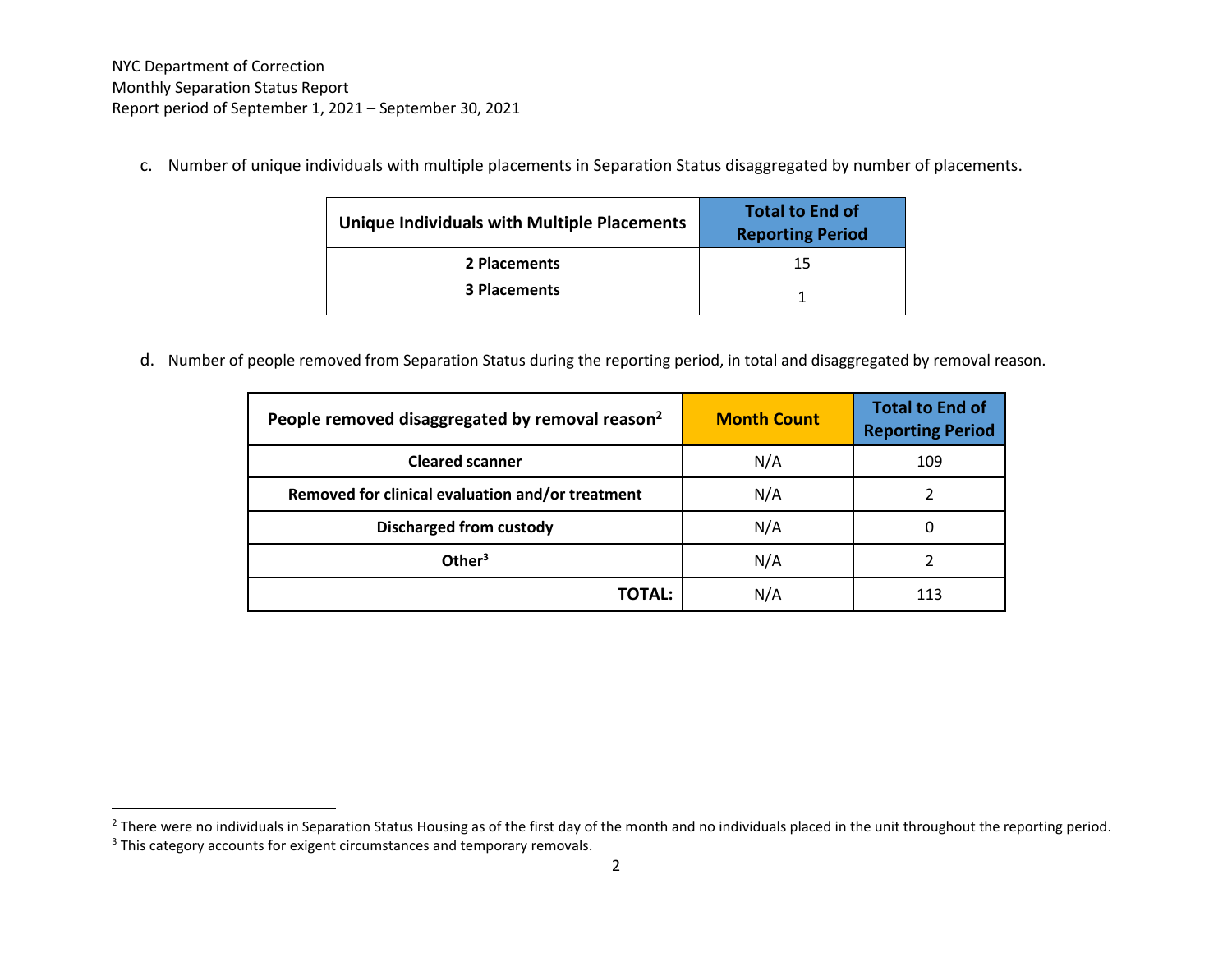NYC Department of Correction
Monthly Separation Status Report
Report period of September 1, 2021 – September 30, 2021

c. Number of unique individuals with multiple placements in Separation Status disaggregated by number of placements.

| Unique Individuals with Multiple Placements | Total to End of Reporting Period |
|---|---|
| **2 Placements** | 15 |
| **3 Placements** | 1 |

d. Number of people removed from Separation Status during the reporting period, in total and disaggregated by removal reason.

| People removed disaggregated by removal reason[2] | Month Count | Total to End of Reporting Period |
|---|---|---|
| **Cleared scanner** | N/A | 109 |
| **Removed for clinical evaluation and/or treatment** | N/A | 2 |
| **Discharged from custody** | N/A | 0 |
| **Other[3]** | N/A | 2 |
| **TOTAL:** | N/A | 113 |

[2] There were no individuals in Separation Status Housing as of the first day of the month and no individuals placed in the unit throughout the reporting period.

[3] This category accounts for exigent circumstances and temporary removals.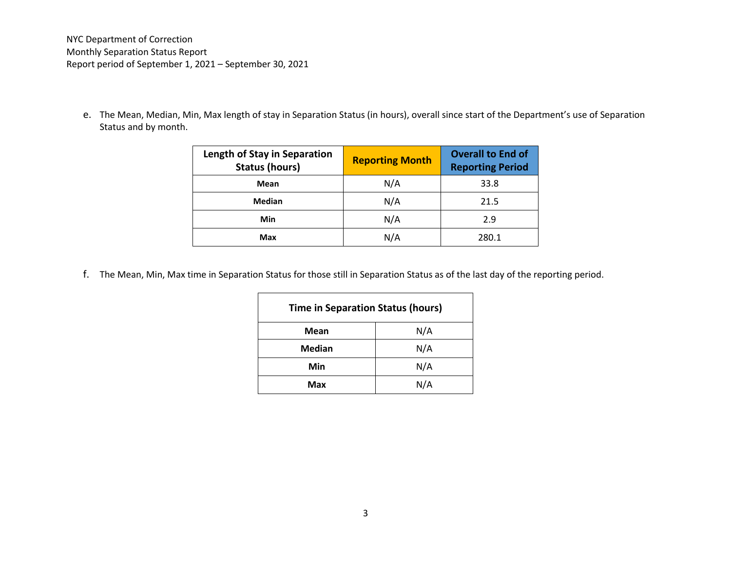NYC Department of Correction
Monthly Separation Status Report
Report period of September 1, 2021 – September 30, 2021

e. The Mean, Median, Min, Max length of stay in Separation Status (in hours), overall since start of the Department's use of Separation Status and by month.

| Length of Stay in Separation Status (hours) | Reporting Month | Overall to End of Reporting Period |
|---|---|---|
| **Mean** | N/A | 33.8 |
| **Median** | N/A | 21.5 |
| **Min** | N/A | 2.9 |
| **Max** | N/A | 280.1 |

f. The Mean, Min, Max time in Separation Status for those still in Separation Status as of the last day of the reporting period.

| Time in Separation Status (hours) | |
|---|---|
| **Mean** | N/A |
| **Median** | N/A |
| **Min** | N/A |
| **Max** | N/A |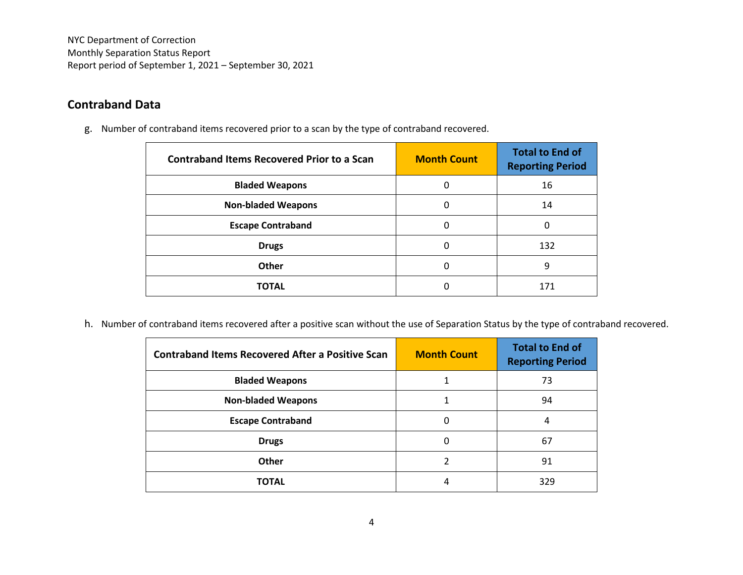NYC Department of Correction
Monthly Separation Status Report
Report period of September 1, 2021 – September 30, 2021

## Contraband Data

g. Number of contraband items recovered prior to a scan by the type of contraband recovered.

| Contraband Items Recovered Prior to a Scan | Month Count | Total to End of Reporting Period |
|---|---|---|
| **Bladed Weapons** | 0 | 16 |
| **Non-bladed Weapons** | 0 | 14 |
| **Escape Contraband** | 0 | 0 |
| **Drugs** | 0 | 132 |
| **Other** | 0 | 9 |
| **TOTAL** | 0 | 171 |

h. Number of contraband items recovered after a positive scan without the use of Separation Status by the type of contraband recovered.

| Contraband Items Recovered After a Positive Scan | Month Count | Total to End of Reporting Period |
|---|---|---|
| **Bladed Weapons** | 1 | 73 |
| **Non-bladed Weapons** | 1 | 94 |
| **Escape Contraband** | 0 | 4 |
| **Drugs** | 0 | 67 |
| **Other** | 2 | 91 |
| **TOTAL** | 4 | 329 |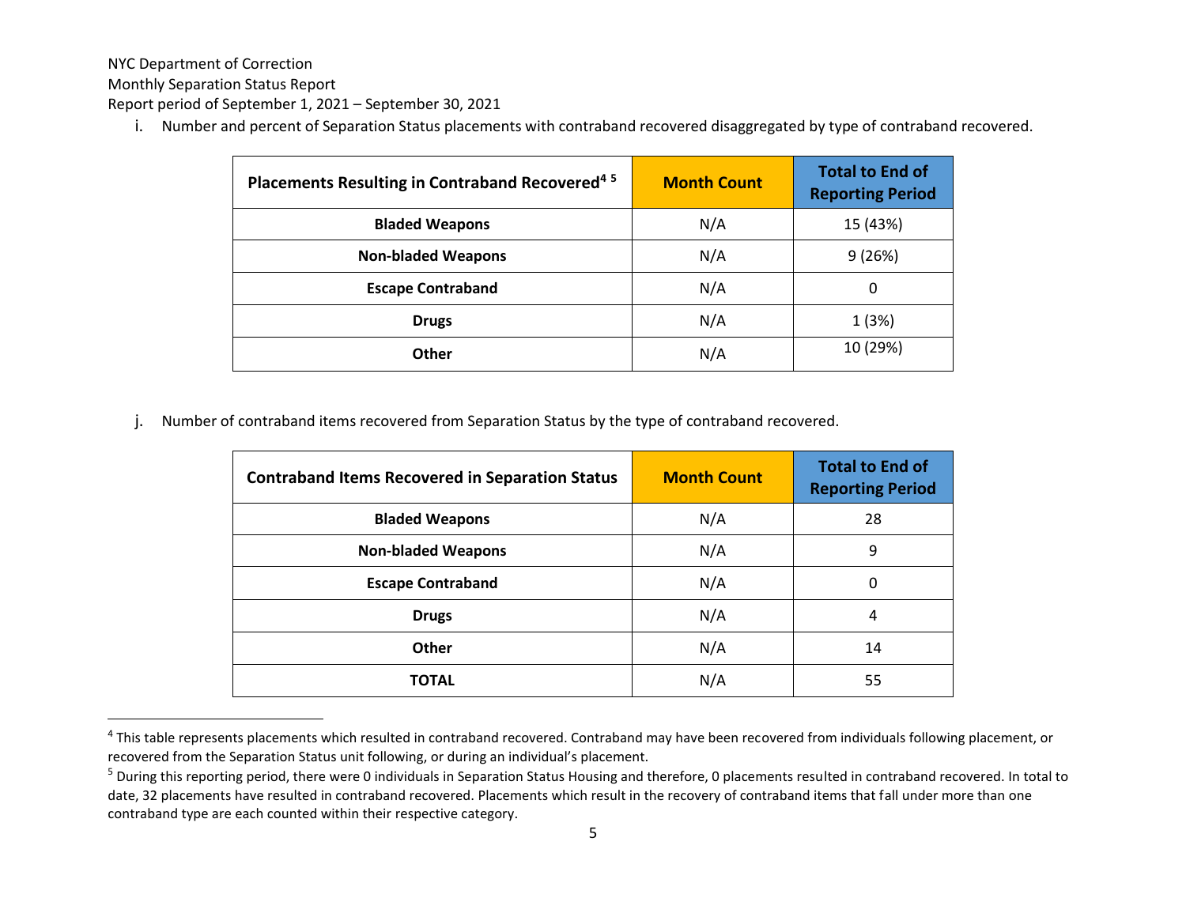NYC Department of Correction

Monthly Separation Status Report

Report period of September 1, 2021 – September 30, 2021

i. Number and percent of Separation Status placements with contraband recovered disaggregated by type of contraband recovered.

| Placements Resulting in Contraband Recovered[4] [5] | Month Count | Total to End of Reporting Period |
|---|---|---|
| Bladed Weapons | N/A | 15 (43%) |
| Non-bladed Weapons | N/A | 9 (26%) |
| Escape Contraband | N/A | 0 |
| Drugs | N/A | 1 (3%) |
| Other | N/A | 10 (29%) |

j. Number of contraband items recovered from Separation Status by the type of contraband recovered.

| Contraband Items Recovered in Separation Status | Month Count | Total to End of Reporting Period |
|---|---|---|
| Bladed Weapons | N/A | 28 |
| Non-bladed Weapons | N/A | 9 |
| Escape Contraband | N/A | 0 |
| Drugs | N/A | 4 |
| Other | N/A | 14 |
| **TOTAL** | N/A | 55 |

[4] This table represents placements which resulted in contraband recovered. Contraband may have been recovered from individuals following placement, or recovered from the Separation Status unit following, or during an individual's placement.

[5] During this reporting period, there were 0 individuals in Separation Status Housing and therefore, 0 placements resulted in contraband recovered. In total to date, 32 placements have resulted in contraband recovered. Placements which result in the recovery of contraband items that fall under more than one contraband type are each counted within their respective category.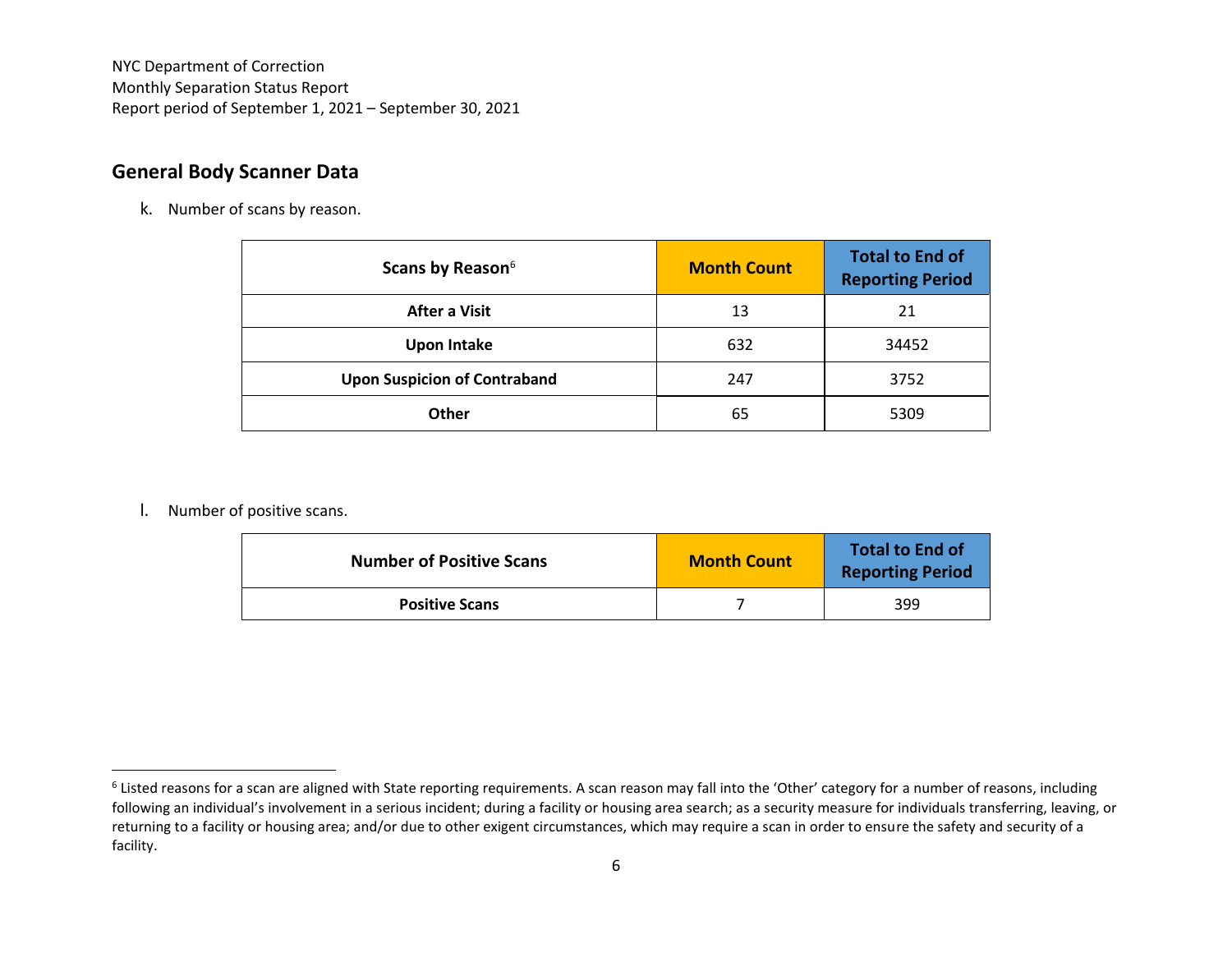NYC Department of Correction
Monthly Separation Status Report
Report period of September 1, 2021 – September 30, 2021

## General Body Scanner Data

k. Number of scans by reason.

| Scans by Reason[6] | Month Count | Total to End of Reporting Period |
|---|---|---|
| **After a Visit** | 13 | 21 |
| **Upon Intake** | 632 | 34452 |
| **Upon Suspicion of Contraband** | 247 | 3752 |
| **Other** | 65 | 5309 |

l. Number of positive scans.

| Number of Positive Scans | Month Count | Total to End of Reporting Period |
|---|---|---|
| **Positive Scans** | 7 | 399 |

[6] Listed reasons for a scan are aligned with State reporting requirements. A scan reason may fall into the 'Other' category for a number of reasons, including following an individual's involvement in a serious incident; during a facility or housing area search; as a security measure for individuals transferring, leaving, or returning to a facility or housing area; and/or due to other exigent circumstances, which may require a scan in order to ensure the safety and security of a facility.